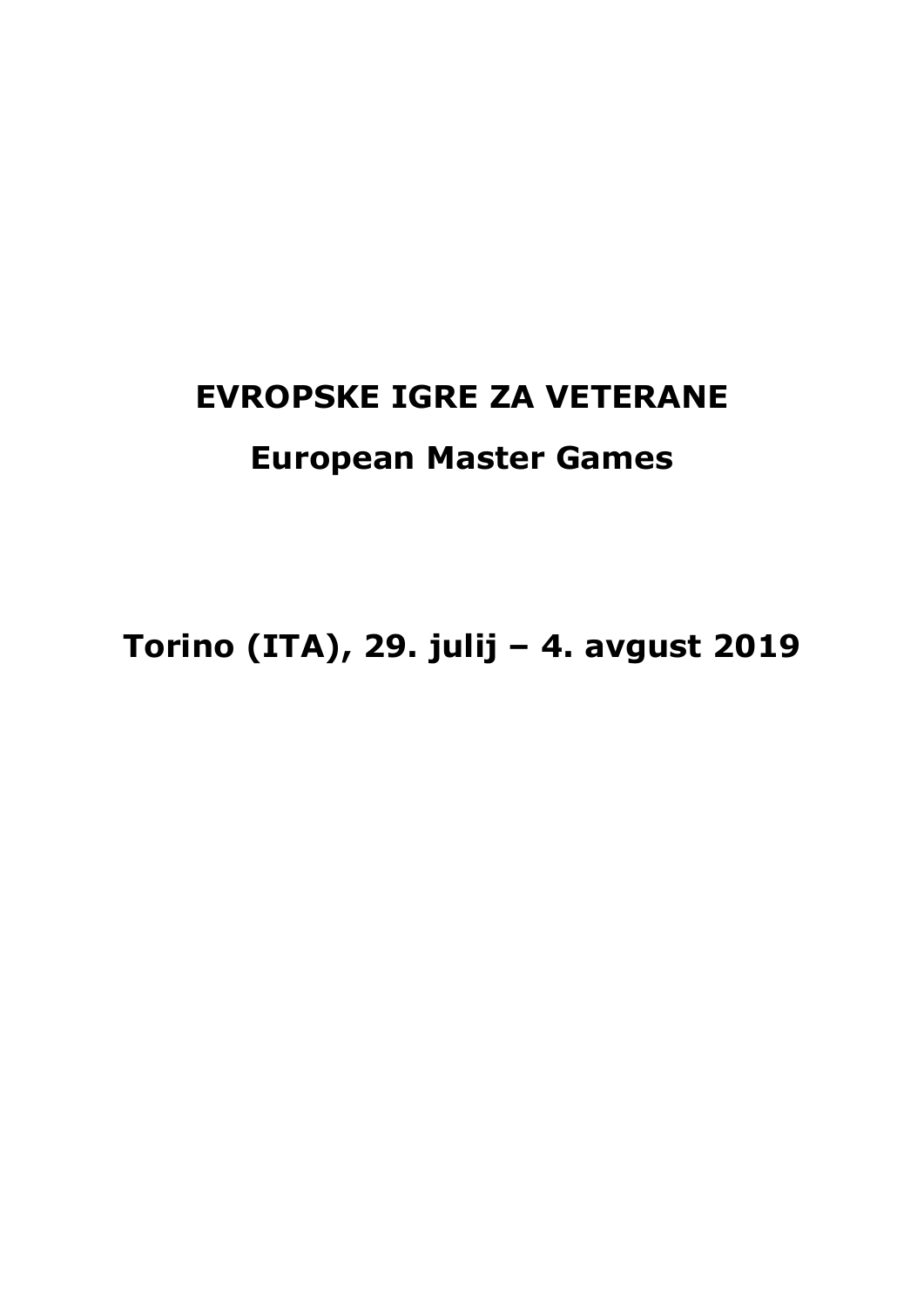# EVROPSKE IGRE ZA VETERANE

# European Master Games

# Torino (ITA), 29. julij – 4. avgust 2019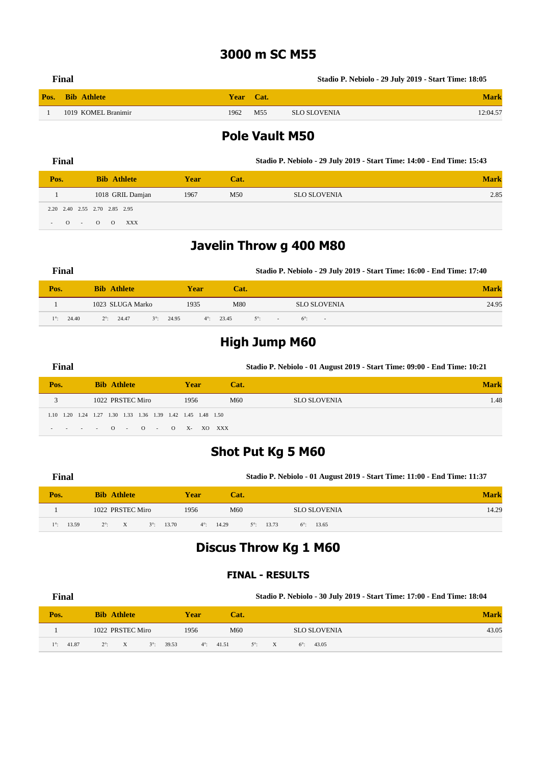# 3000 m SC M55

**Final** — Stadio P. Nebiolo - 29 July 2019 - Start Time: 18:05

| Pos. | Bib | Athlete | Year | Cat. | | Mark |
|---|---|---|---|---|---|---|
| 1 | 1019 | KOMEL Branimir | 1962 | M55 | SLO SLOVENIA | 12:04.57 |

# Pole Vault M50

**Final** — Stadio P. Nebiolo - 29 July 2019 - Start Time: 14:00 - End Time: 15:43

| Pos. | Bib | Athlete | Year | Cat. | | Mark |
|---|---|---|---|---|---|---|
| 1 | 1018 | GRIL Damjan | 1967 | M50 | SLO SLOVENIA | 2.85 |

| 2.20 | 2.40 | 2.55 | 2.70 | 2.85 | 2.95 |
|---|---|---|---|---|---|
| - | O | - | O | O | XXX |

# Javelin Throw g 400 M80

**Final** — Stadio P. Nebiolo - 29 July 2019 - Start Time: 16:00 - End Time: 17:40

| Pos. | Bib | Athlete | Year | Cat. | | Mark |
|---|---|---|---|---|---|---|
| 1 | 1023 | SLUGA Marko | 1935 | M80 | SLO SLOVENIA | 24.95 |

1°: 24.40 2°: 24.47 3°: 24.95 4°: 23.45 5°: - 6°: -

# High Jump M60

**Final** — Stadio P. Nebiolo - 01 August 2019 - Start Time: 09:00 - End Time: 10:21

| Pos. | Bib | Athlete | Year | Cat. | | Mark |
|---|---|---|---|---|---|---|
| 3 | 1022 | PRSTEC Miro | 1956 | M60 | SLO SLOVENIA | 1.48 |

| 1.10 | 1.20 | 1.24 | 1.27 | 1.30 | 1.33 | 1.36 | 1.39 | 1.42 | 1.45 | 1.48 | 1.50 |
|---|---|---|---|---|---|---|---|---|---|---|---|
| - | - | - | - | O | - | O | - | O | X- | XO | XXX |

# Shot Put Kg 5 M60

**Final** — Stadio P. Nebiolo - 01 August 2019 - Start Time: 11:00 - End Time: 11:37

| Pos. | Bib | Athlete | Year | Cat. | | Mark |
|---|---|---|---|---|---|---|
| 1 | 1022 | PRSTEC Miro | 1956 | M60 | SLO SLOVENIA | 14.29 |

1°: 13.59 2°: X 3°: 13.70 4°: 14.29 5°: 13.73 6°: 13.65

# Discus Throw Kg 1 M60

## FINAL - RESULTS

**Final** — Stadio P. Nebiolo - 30 July 2019 - Start Time: 17:00 - End Time: 18:04

| Pos. | Bib | Athlete | Year | Cat. | | Mark |
|---|---|---|---|---|---|---|
| 1 | 1022 | PRSTEC Miro | 1956 | M60 | SLO SLOVENIA | 43.05 |

1°: 41.87 2°: X 3°: 39.53 4°: 41.51 5°: X 6°: 43.05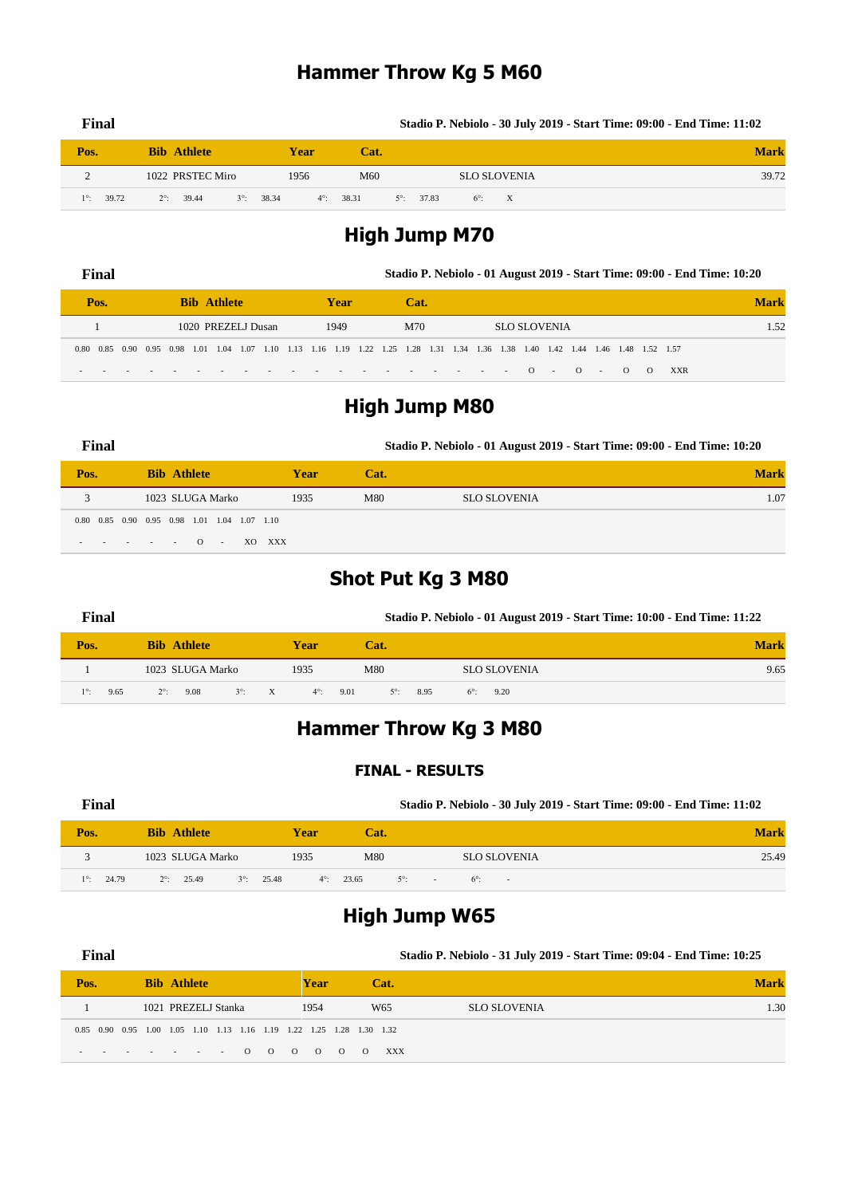# Hammer Throw Kg 5 M60

**Final** — **Stadio P. Nebiolo - 30 July 2019 - Start Time: 09:00 - End Time: 11:02**

| Pos. | Bib | Athlete | Year | Cat. | | Mark |
|---|---|---|---|---|---|---|
| 2 | 1022 | PRSTEC Miro | 1956 | M60 | SLO SLOVENIA | 39.72 |

1°: 39.72 &nbsp; 2°: 39.44 &nbsp; 3°: 38.34 &nbsp; 4°: 38.31 &nbsp; 5°: 37.83 &nbsp; 6°: X

# High Jump M70

**Final** — **Stadio P. Nebiolo - 01 August 2019 - Start Time: 09:00 - End Time: 10:20**

| Pos. | Bib | Athlete | Year | Cat. | | Mark |
|---|---|---|---|---|---|---|
| 1 | 1020 | PREZELJ Dusan | 1949 | M70 | SLO SLOVENIA | 1.52 |

| 0.80 | 0.85 | 0.90 | 0.95 | 0.98 | 1.01 | 1.04 | 1.07 | 1.10 | 1.13 | 1.16 | 1.19 | 1.22 | 1.25 | 1.28 | 1.31 | 1.34 | 1.36 | 1.38 | 1.40 | 1.42 | 1.44 | 1.46 | 1.48 | 1.52 | 1.57 |
|---|---|---|---|---|---|---|---|---|---|---|---|---|---|---|---|---|---|---|---|---|---|---|---|---|---|
| - | - | - | - | - | - | - | - | - | - | - | - | - | - | - | - | - | - | - | O | - | O | - | O | O | XXR |

# High Jump M80

**Final** — **Stadio P. Nebiolo - 01 August 2019 - Start Time: 09:00 - End Time: 10:20**

| Pos. | Bib | Athlete | Year | Cat. | | Mark |
|---|---|---|---|---|---|---|
| 3 | 1023 | SLUGA Marko | 1935 | M80 | SLO SLOVENIA | 1.07 |

| 0.80 | 0.85 | 0.90 | 0.95 | 0.98 | 1.01 | 1.04 | 1.07 | 1.10 |
|---|---|---|---|---|---|---|---|---|
| - | - | - | - | - | O | - | XO | XXX |

# Shot Put Kg 3 M80

**Final** — **Stadio P. Nebiolo - 01 August 2019 - Start Time: 10:00 - End Time: 11:22**

| Pos. | Bib | Athlete | Year | Cat. | | Mark |
|---|---|---|---|---|---|---|
| 1 | 1023 | SLUGA Marko | 1935 | M80 | SLO SLOVENIA | 9.65 |

1°: 9.65 &nbsp; 2°: 9.08 &nbsp; 3°: X &nbsp; 4°: 9.01 &nbsp; 5°: 8.95 &nbsp; 6°: 9.20

# Hammer Throw Kg 3 M80

## FINAL - RESULTS

**Final** — **Stadio P. Nebiolo - 30 July 2019 - Start Time: 09:00 - End Time: 11:02**

| Pos. | Bib | Athlete | Year | Cat. | | Mark |
|---|---|---|---|---|---|---|
| 3 | 1023 | SLUGA Marko | 1935 | M80 | SLO SLOVENIA | 25.49 |

1°: 24.79 &nbsp; 2°: 25.49 &nbsp; 3°: 25.48 &nbsp; 4°: 23.65 &nbsp; 5°: - &nbsp; 6°: -

# High Jump W65

**Final** — **Stadio P. Nebiolo - 31 July 2019 - Start Time: 09:04 - End Time: 10:25**

| Pos. | Bib | Athlete | Year | Cat. | | Mark |
|---|---|---|---|---|---|---|
| 1 | 1021 | PREZELJ Stanka | 1954 | W65 | SLO SLOVENIA | 1.30 |

| 0.85 | 0.90 | 0.95 | 1.00 | 1.05 | 1.10 | 1.13 | 1.16 | 1.19 | 1.22 | 1.25 | 1.28 | 1.30 | 1.32 |
|---|---|---|---|---|---|---|---|---|---|---|---|---|---|
| - | - | - | - | - | - | - | - | O | O | O | O | O | O | XXX |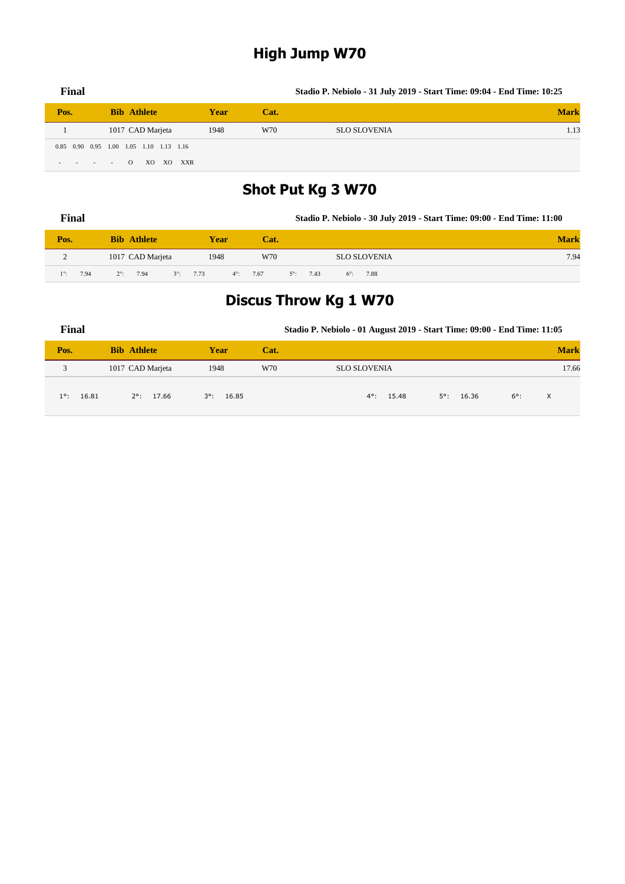# High Jump W70

**Final** — Stadio P. Nebiolo - 31 July 2019 - Start Time: 09:04 - End Time: 10:25

| Pos. | Bib | Athlete | Year | Cat. | | Mark |
|---|---|---|---|---|---|---|
| 1 | 1017 | CAD Marjeta | 1948 | W70 | SLO SLOVENIA | 1.13 |

| 0.85 | 0.90 | 0.95 | 1.00 | 1.05 | 1.10 | 1.13 | 1.16 |
|---|---|---|---|---|---|---|---|
| - | - | - | - | O | XO | XO | XXR |

# Shot Put Kg 3 W70

**Final** — Stadio P. Nebiolo - 30 July 2019 - Start Time: 09:00 - End Time: 11:00

| Pos. | Bib | Athlete | Year | Cat. | | Mark |
|---|---|---|---|---|---|---|
| 2 | 1017 | CAD Marjeta | 1948 | W70 | SLO SLOVENIA | 7.94 |

1°: 7.94 2°: 7.94 3°: 7.73 4°: 7.67 5°: 7.43 6°: 7.88

# Discus Throw Kg 1 W70

**Final** — Stadio P. Nebiolo - 01 August 2019 - Start Time: 09:00 - End Time: 11:05

| Pos. | Bib | Athlete | Year | Cat. | | Mark |
|---|---|---|---|---|---|---|
| 3 | 1017 | CAD Marjeta | 1948 | W70 | SLO SLOVENIA | 17.66 |

1°: 16.81 2°: 17.66 3°: 16.85 4°: 15.48 5°: 16.36 6°: X